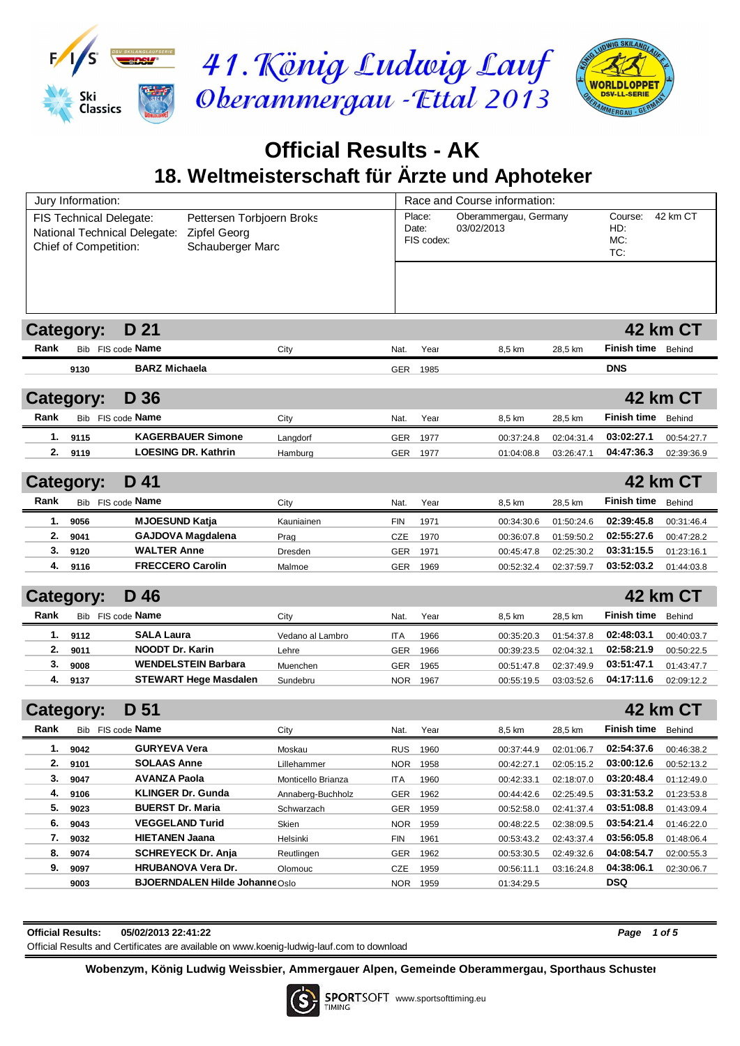# 41. König Ludwig Lauf Oberammergau - Ettal 2013

## Official Results - AK

## 18. Weltmeisterschaft für Ärzte und Aphoteker

| Jury Information: | | Race and Course information: | | | |
|---|---|---|---|---|---|
| FIS Technical Delegate: | Pettersen Torbjoern Broks | Place: | Oberammergau, Germany | Course: | 42 km CT |
| National Technical Delegate: | Zipfel Georg | Date: | 03/02/2013 | HD: | |
| Chief of Competition: | Schauberger Marc | FIS codex: | | MC: | |
| | | | | TC: | |

### Category: D 21 — 42 km CT

| Rank | Bib | FIS code | Name | City | Nat. | Year | 8,5 km | 28,5 km | Finish time | Behind |
|---|---|---|---|---|---|---|---|---|---|---|
| | 9130 | | BARZ Michaela | | GER | 1985 | | | DNS | |

### Category: D 36 — 42 km CT

| Rank | Bib | FIS code | Name | City | Nat. | Year | 8,5 km | 28,5 km | Finish time | Behind |
|---|---|---|---|---|---|---|---|---|---|---|
| 1. | 9115 | | KAGERBAUER Simone | Langdorf | GER | 1977 | 00:37:24.8 | 02:04:31.4 | 03:02:27.1 | 00:54:27.7 |
| 2. | 9119 | | LOESING DR. Kathrin | Hamburg | GER | 1977 | 01:04:08.8 | 03:26:47.1 | 04:47:36.3 | 02:39:36.9 |

### Category: D 41 — 42 km CT

| Rank | Bib | FIS code | Name | City | Nat. | Year | 8,5 km | 28,5 km | Finish time | Behind |
|---|---|---|---|---|---|---|---|---|---|---|
| 1. | 9056 | | MJOESUND Katja | Kauniainen | FIN | 1971 | 00:34:30.6 | 01:50:24.6 | 02:39:45.8 | 00:31:46.4 |
| 2. | 9041 | | GAJDOVA Magdalena | Prag | CZE | 1970 | 00:36:07.8 | 01:59:50.2 | 02:55:27.6 | 00:47:28.2 |
| 3. | 9120 | | WALTER Anne | Dresden | GER | 1971 | 00:45:47.8 | 02:25:30.2 | 03:31:15.5 | 01:23:16.1 |
| 4. | 9116 | | FRECCERO Carolin | Malmoe | GER | 1969 | 00:52:32.4 | 02:37:59.7 | 03:52:03.2 | 01:44:03.8 |

### Category: D 46 — 42 km CT

| Rank | Bib | FIS code | Name | City | Nat. | Year | 8,5 km | 28,5 km | Finish time | Behind |
|---|---|---|---|---|---|---|---|---|---|---|
| 1. | 9112 | | SALA Laura | Vedano al Lambro | ITA | 1966 | 00:35:20.3 | 01:54:37.8 | 02:48:03.1 | 00:40:03.7 |
| 2. | 9011 | | NOODT Dr. Karin | Lehre | GER | 1966 | 00:39:23.5 | 02:04:32.1 | 02:58:21.9 | 00:50:22.5 |
| 3. | 9008 | | WENDELSTEIN Barbara | Muenchen | GER | 1965 | 00:51:47.8 | 02:37:49.9 | 03:51:47.1 | 01:43:47.7 |
| 4. | 9137 | | STEWART Hege Masdalen | Sundebru | NOR | 1967 | 00:55:19.5 | 03:03:52.6 | 04:17:11.6 | 02:09:12.2 |

### Category: D 51 — 42 km CT

| Rank | Bib | FIS code | Name | City | Nat. | Year | 8,5 km | 28,5 km | Finish time | Behind |
|---|---|---|---|---|---|---|---|---|---|---|
| 1. | 9042 | | GURYEVA Vera | Moskau | RUS | 1960 | 00:37:44.9 | 02:01:06.7 | 02:54:37.6 | 00:46:38.2 |
| 2. | 9101 | | SOLAAS Anne | Lillehammer | NOR | 1958 | 00:42:27.1 | 02:05:15.2 | 03:00:12.6 | 00:52:13.2 |
| 3. | 9047 | | AVANZA Paola | Monticello Brianza | ITA | 1960 | 00:42:33.1 | 02:18:07.0 | 03:20:48.4 | 01:12:49.0 |
| 4. | 9106 | | KLINGER Dr. Gunda | Annaberg-Buchholz | GER | 1962 | 00:44:42.6 | 02:25:49.5 | 03:31:53.2 | 01:23:53.8 |
| 5. | 9023 | | BUERST Dr. Maria | Schwarzach | GER | 1959 | 00:52:58.0 | 02:41:37.4 | 03:51:08.8 | 01:43:09.4 |
| 6. | 9043 | | VEGGELAND Turid | Skien | NOR | 1959 | 00:48:22.5 | 02:38:09.5 | 03:54:21.4 | 01:46:22.0 |
| 7. | 9032 | | HIETANEN Jaana | Helsinki | FIN | 1961 | 00:53:43.2 | 02:43:37.4 | 03:56:05.8 | 01:48:06.4 |
| 8. | 9074 | | SCHREYECK Dr. Anja | Reutlingen | GER | 1962 | 00:53:30.5 | 02:49:32.6 | 04:08:54.7 | 02:00:55.3 |
| 9. | 9097 | | HRUBANOVA Vera Dr. | Olomouc | CZE | 1959 | 00:56:11.1 | 03:16:24.8 | 04:38:06.1 | 02:30:06.7 |
| | 9003 | | BJOERNDALEN Hilde Johanne | Oslo | NOR | 1959 | 01:34:29.5 | | DSQ | |

**Official Results:** **05/02/2013 22:41:22**

Official Results and Certificates are available on www.koenig-ludwig-lauf.com to download

**Wobenzym, König Ludwig Weissbier, Ammergauer Alpen, Gemeinde Oberammergau, Sporthaus Schuster**

SPORTSOFT TIMING www.sportsofttiming.eu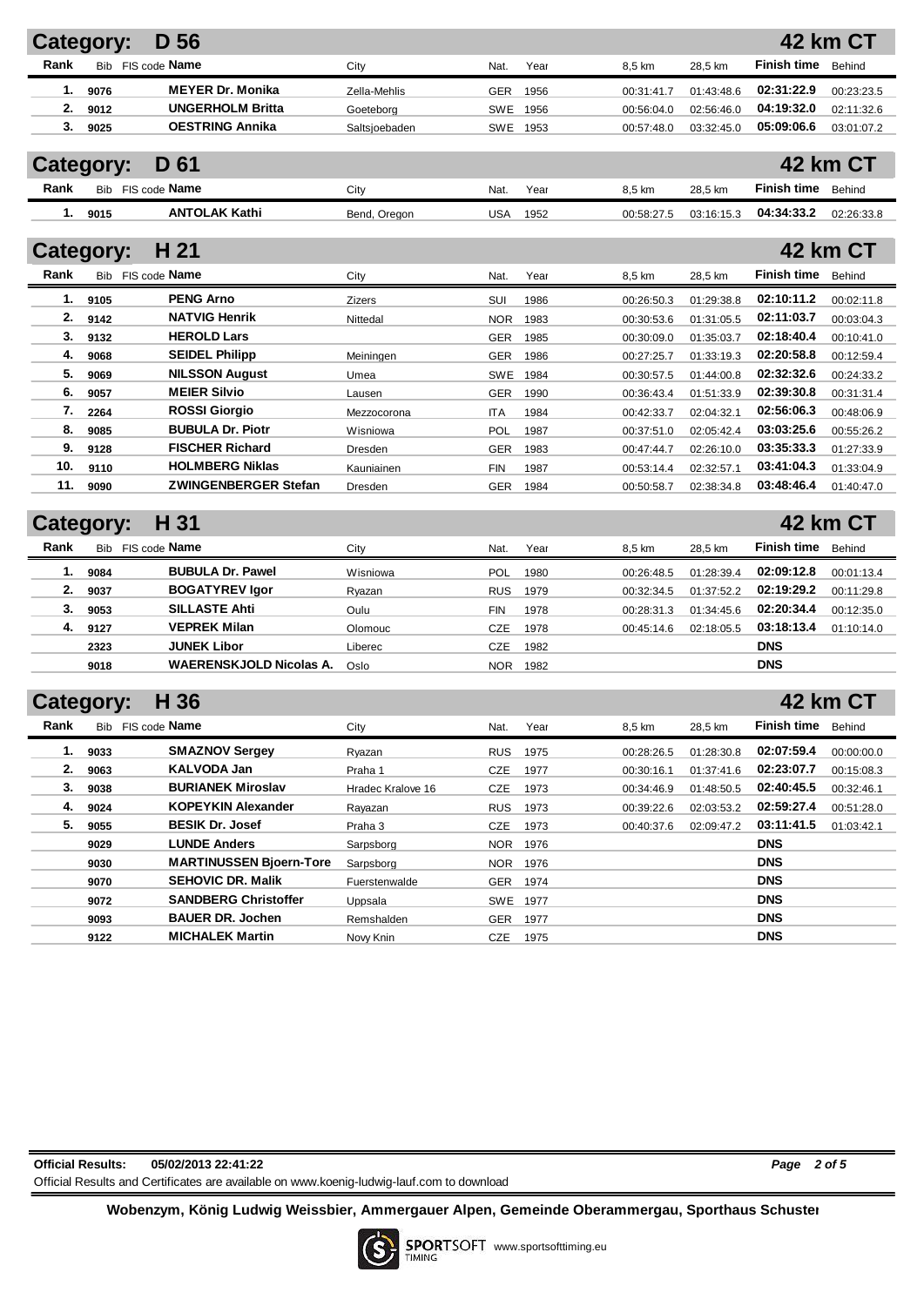## Category: D 56 — 42 km CT

| Rank | Bib | FIS code | Name | City | Nat. | Year | 8,5 km | 28,5 km | Finish time | Behind |
|---|---|---|---|---|---|---|---|---|---|---|
| 1. | 9076 | | MEYER Dr. Monika | Zella-Mehlis | GER | 1956 | 00:31:41.7 | 01:43:48.6 | 02:31:22.9 | 00:23:23.5 |
| 2. | 9012 | | UNGERHOLM Britta | Goeteborg | SWE | 1956 | 00:56:04.0 | 02:56:46.0 | 04:19:32.0 | 02:11:32.6 |
| 3. | 9025 | | OESTRING Annika | Saltsjoebaden | SWE | 1953 | 00:57:48.0 | 03:32:45.0 | 05:09:06.6 | 03:01:07.2 |

## Category: D 61 — 42 km CT

| Rank | Bib | FIS code | Name | City | Nat. | Year | 8,5 km | 28,5 km | Finish time | Behind |
|---|---|---|---|---|---|---|---|---|---|---|
| 1. | 9015 | | ANTOLAK Kathi | Bend, Oregon | USA | 1952 | 00:58:27.5 | 03:16:15.3 | 04:34:33.2 | 02:26:33.8 |

## Category: H 21 — 42 km CT

| Rank | Bib | FIS code | Name | City | Nat. | Year | 8,5 km | 28,5 km | Finish time | Behind |
|---|---|---|---|---|---|---|---|---|---|---|
| 1. | 9105 | | PENG Arno | Zizers | SUI | 1986 | 00:26:50.3 | 01:29:38.8 | 02:10:11.2 | 00:02:11.8 |
| 2. | 9142 | | NATVIG Henrik | Nittedal | NOR | 1983 | 00:30:53.6 | 01:31:05.5 | 02:11:03.7 | 00:03:04.3 |
| 3. | 9132 | | HEROLD Lars | | GER | 1985 | 00:30:09.0 | 01:35:03.7 | 02:18:40.4 | 00:10:41.0 |
| 4. | 9068 | | SEIDEL Philipp | Meiningen | GER | 1986 | 00:27:25.7 | 01:33:19.3 | 02:20:58.8 | 00:12:59.4 |
| 5. | 9069 | | NILSSON August | Umea | SWE | 1984 | 00:30:57.5 | 01:44:00.8 | 02:32:32.6 | 00:24:33.2 |
| 6. | 9057 | | MEIER Silvio | Lausen | GER | 1990 | 00:36:43.4 | 01:51:33.9 | 02:39:30.8 | 00:31:31.4 |
| 7. | 2264 | | ROSSI Giorgio | Mezzocorona | ITA | 1984 | 00:42:33.7 | 02:04:32.1 | 02:56:06.3 | 00:48:06.9 |
| 8. | 9085 | | BUBULA Dr. Piotr | Wisniowa | POL | 1987 | 00:37:51.0 | 02:05:42.4 | 03:03:25.6 | 00:55:26.2 |
| 9. | 9128 | | FISCHER Richard | Dresden | GER | 1983 | 00:47:44.7 | 02:26:10.0 | 03:35:33.3 | 01:27:33.9 |
| 10. | 9110 | | HOLMBERG Niklas | Kauniainen | FIN | 1987 | 00:53:14.4 | 02:32:57.1 | 03:41:04.3 | 01:33:04.9 |
| 11. | 9090 | | ZWINGENBERGER Stefan | Dresden | GER | 1984 | 00:50:58.7 | 02:38:34.8 | 03:48:46.4 | 01:40:47.0 |

## Category: H 31 — 42 km CT

| Rank | Bib | FIS code | Name | City | Nat. | Year | 8,5 km | 28,5 km | Finish time | Behind |
|---|---|---|---|---|---|---|---|---|---|---|
| 1. | 9084 | | BUBULA Dr. Pawel | Wisniowa | POL | 1980 | 00:26:48.5 | 01:28:39.4 | 02:09:12.8 | 00:01:13.4 |
| 2. | 9037 | | BOGATYREV Igor | Ryazan | RUS | 1979 | 00:32:34.5 | 01:37:52.2 | 02:19:29.2 | 00:11:29.8 |
| 3. | 9053 | | SILLASTE Ahti | Oulu | FIN | 1978 | 00:28:31.3 | 01:34:45.6 | 02:20:34.4 | 00:12:35.0 |
| 4. | 9127 | | VEPREK Milan | Olomouc | CZE | 1978 | 00:45:14.6 | 02:18:05.5 | 03:18:13.4 | 01:10:14.0 |
| | 2323 | | JUNEK Libor | Liberec | CZE | 1982 | | | DNS | |
| | 9018 | | WAERENSKJOLD Nicolas A. | Oslo | NOR | 1982 | | | DNS | |

## Category: H 36 — 42 km CT

| Rank | Bib | FIS code | Name | City | Nat. | Year | 8,5 km | 28,5 km | Finish time | Behind |
|---|---|---|---|---|---|---|---|---|---|---|
| 1. | 9033 | | SMAZNOV Sergey | Ryazan | RUS | 1975 | 00:28:26.5 | 01:28:30.8 | 02:07:59.4 | 00:00:00.0 |
| 2. | 9063 | | KALVODA Jan | Praha 1 | CZE | 1977 | 00:30:16.1 | 01:37:41.6 | 02:23:07.7 | 00:15:08.3 |
| 3. | 9038 | | BURIANEK Miroslav | Hradec Kralove 16 | CZE | 1973 | 00:34:46.9 | 01:48:50.5 | 02:40:45.5 | 00:32:46.1 |
| 4. | 9024 | | KOPEYKIN Alexander | Rayazan | RUS | 1973 | 00:39:22.6 | 02:03:53.2 | 02:59:27.4 | 00:51:28.0 |
| 5. | 9055 | | BESIK Dr. Josef | Praha 3 | CZE | 1973 | 00:40:37.6 | 02:09:47.2 | 03:11:41.5 | 01:03:42.1 |
| | 9029 | | LUNDE Anders | Sarpsborg | NOR | 1976 | | | DNS | |
| | 9030 | | MARTINUSSEN Bjoern-Tore | Sarpsborg | NOR | 1976 | | | DNS | |
| | 9070 | | SEHOVIC DR. Malik | Fuerstenwalde | GER | 1974 | | | DNS | |
| | 9072 | | SANDBERG Christoffer | Uppsala | SWE | 1977 | | | DNS | |
| | 9093 | | BAUER DR. Jochen | Remshalden | GER | 1977 | | | DNS | |
| | 9122 | | MICHALEK Martin | Novy Knin | CZE | 1975 | | | DNS | |

**Official Results:** 05/02/2013 22:41:22

Official Results and Certificates are available on www.koenig-ludwig-lauf.com to download

**Wobenzym, König Ludwig Weissbier, Ammergauer Alpen, Gemeinde Oberammergau, Sporthaus Schuster**

SPORTSOFT TIMING www.sportsofttiming.eu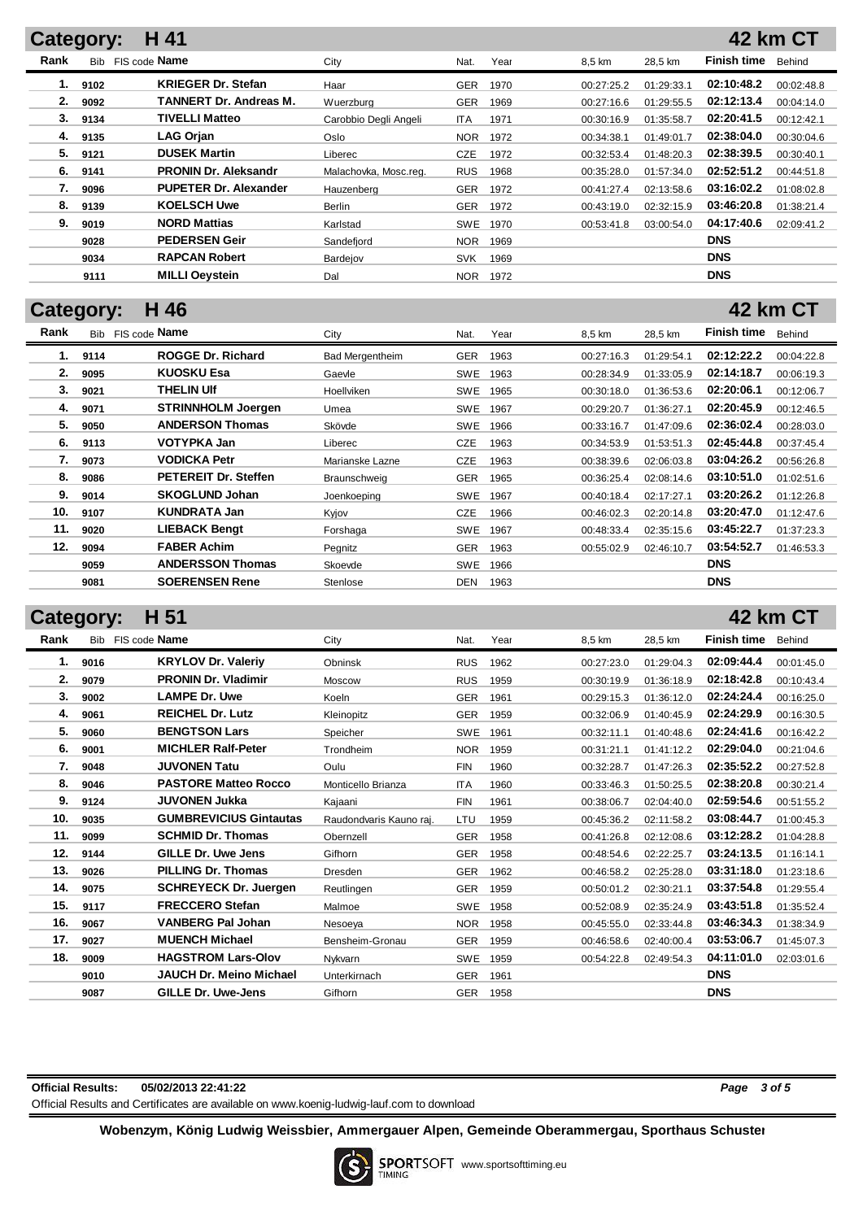## Category: H 41 — 42 km CT

| Rank | Bib | FIS code | Name | City | Nat. | Year | 8,5 km | 28,5 km | Finish time | Behind |
|---|---|---|---|---|---|---|---|---|---|---|
| 1. | 9102 | | KRIEGER Dr. Stefan | Haar | GER | 1970 | 00:27:25.2 | 01:29:33.1 | 02:10:48.2 | 00:02:48.8 |
| 2. | 9092 | | TANNERT Dr. Andreas M. | Wuerzburg | GER | 1969 | 00:27:16.6 | 01:29:55.5 | 02:12:13.4 | 00:04:14.0 |
| 3. | 9134 | | TIVELLI Matteo | Carobbio Degli Angeli | ITA | 1971 | 00:30:16.9 | 01:35:58.7 | 02:20:41.5 | 00:12:42.1 |
| 4. | 9135 | | LAG Orjan | Oslo | NOR | 1972 | 00:34:38.1 | 01:49:01.7 | 02:38:04.0 | 00:30:04.6 |
| 5. | 9121 | | DUSEK Martin | Liberec | CZE | 1972 | 00:32:53.4 | 01:48:20.3 | 02:38:39.5 | 00:30:40.1 |
| 6. | 9141 | | PRONIN Dr. Aleksandr | Malachovka, Mosc.reg. | RUS | 1968 | 00:35:28.0 | 01:57:34.0 | 02:52:51.2 | 00:44:51.8 |
| 7. | 9096 | | PUPETER Dr. Alexander | Hauzenberg | GER | 1972 | 00:41:27.4 | 02:13:58.6 | 03:16:02.2 | 01:08:02.8 |
| 8. | 9139 | | KOELSCH Uwe | Berlin | GER | 1972 | 00:43:19.0 | 02:32:15.9 | 03:46:20.8 | 01:38:21.4 |
| 9. | 9019 | | NORD Mattias | Karlstad | SWE | 1970 | 00:53:41.8 | 03:00:54.0 | 04:17:40.6 | 02:09:41.2 |
| | 9028 | | PEDERSEN Geir | Sandefjord | NOR | 1969 | | | DNS | |
| | 9034 | | RAPCAN Robert | Bardejov | SVK | 1969 | | | DNS | |
| | 9111 | | MILLI Oeystein | Dal | NOR | 1972 | | | DNS | |

## Category: H 46 — 42 km CT

| Rank | Bib | FIS code | Name | City | Nat. | Year | 8,5 km | 28,5 km | Finish time | Behind |
|---|---|---|---|---|---|---|---|---|---|---|
| 1. | 9114 | | ROGGE Dr. Richard | Bad Mergentheim | GER | 1963 | 00:27:16.3 | 01:29:54.1 | 02:12:22.2 | 00:04:22.8 |
| 2. | 9095 | | KUOSKU Esa | Gaevle | SWE | 1963 | 00:28:34.9 | 01:33:05.9 | 02:14:18.7 | 00:06:19.3 |
| 3. | 9021 | | THELIN Ulf | Hoellviken | SWE | 1965 | 00:30:18.0 | 01:36:53.6 | 02:20:06.1 | 00:12:06.7 |
| 4. | 9071 | | STRINNHOLM Joergen | Umea | SWE | 1967 | 00:29:20.7 | 01:36:27.1 | 02:20:45.9 | 00:12:46.5 |
| 5. | 9050 | | ANDERSON Thomas | Skövde | SWE | 1966 | 00:33:16.7 | 01:47:09.6 | 02:36:02.4 | 00:28:03.0 |
| 6. | 9113 | | VOTYPKA Jan | Liberec | CZE | 1963 | 00:34:53.9 | 01:53:51.3 | 02:45:44.8 | 00:37:45.4 |
| 7. | 9073 | | VODICKA Petr | Marianske Lazne | CZE | 1963 | 00:38:39.6 | 02:06:03.8 | 03:04:26.2 | 00:56:26.8 |
| 8. | 9086 | | PETEREIT Dr. Steffen | Braunschweig | GER | 1965 | 00:36:25.4 | 02:08:14.6 | 03:10:51.0 | 01:02:51.6 |
| 9. | 9014 | | SKOGLUND Johan | Joenkoeping | SWE | 1967 | 00:40:18.4 | 02:17:27.1 | 03:20:26.2 | 01:12:26.8 |
| 10. | 9107 | | KUNDRATA Jan | Kyjov | CZE | 1966 | 00:46:02.3 | 02:20:14.8 | 03:20:47.0 | 01:12:47.6 |
| 11. | 9020 | | LIEBACK Bengt | Forshaga | SWE | 1967 | 00:48:33.4 | 02:35:15.6 | 03:45:22.7 | 01:37:23.3 |
| 12. | 9094 | | FABER Achim | Pegnitz | GER | 1963 | 00:55:02.9 | 02:46:10.7 | 03:54:52.7 | 01:46:53.3 |
| | 9059 | | ANDERSSON Thomas | Skoevde | SWE | 1966 | | | DNS | |
| | 9081 | | SOERENSEN Rene | Stenlose | DEN | 1963 | | | DNS | |

## Category: H 51 — 42 km CT

| Rank | Bib | FIS code | Name | City | Nat. | Year | 8,5 km | 28,5 km | Finish time | Behind |
|---|---|---|---|---|---|---|---|---|---|---|
| 1. | 9016 | | KRYLOV Dr. Valeriy | Obninsk | RUS | 1962 | 00:27:23.0 | 01:29:04.3 | 02:09:44.4 | 00:01:45.0 |
| 2. | 9079 | | PRONIN Dr. Vladimir | Moscow | RUS | 1959 | 00:30:19.9 | 01:36:18.9 | 02:18:42.8 | 00:10:43.4 |
| 3. | 9002 | | LAMPE Dr. Uwe | Koeln | GER | 1961 | 00:29:15.3 | 01:36:12.0 | 02:24:24.4 | 00:16:25.0 |
| 4. | 9061 | | REICHEL Dr. Lutz | Kleinopitz | GER | 1959 | 00:32:06.9 | 01:40:45.9 | 02:24:29.9 | 00:16:30.5 |
| 5. | 9060 | | BENGTSON Lars | Speicher | SWE | 1961 | 00:32:11.1 | 01:40:48.6 | 02:24:41.6 | 00:16:42.2 |
| 6. | 9001 | | MICHLER Ralf-Peter | Trondheim | NOR | 1959 | 00:31:21.1 | 01:41:12.2 | 02:29:04.0 | 00:21:04.6 |
| 7. | 9048 | | JUVONEN Tatu | Oulu | FIN | 1960 | 00:32:28.7 | 01:47:26.3 | 02:35:52.2 | 00:27:52.8 |
| 8. | 9046 | | PASTORE Matteo Rocco | Monticello Brianza | ITA | 1960 | 00:33:46.3 | 01:50:25.5 | 02:38:20.8 | 00:30:21.4 |
| 9. | 9124 | | JUVONEN Jukka | Kajaani | FIN | 1961 | 00:38:06.7 | 02:04:40.0 | 02:59:54.6 | 00:51:55.2 |
| 10. | 9035 | | GUMBREVICIUS Gintautas | Raudondvaris Kauno raj. | LTU | 1959 | 00:45:36.2 | 02:11:58.2 | 03:08:44.7 | 01:00:45.3 |
| 11. | 9099 | | SCHMID Dr. Thomas | Obernzell | GER | 1958 | 00:41:26.8 | 02:12:08.6 | 03:12:28.2 | 01:04:28.8 |
| 12. | 9144 | | GILLE Dr. Uwe Jens | Gifhorn | GER | 1958 | 00:48:54.6 | 02:22:25.7 | 03:24:13.5 | 01:16:14.1 |
| 13. | 9026 | | PILLING Dr. Thomas | Dresden | GER | 1962 | 00:46:58.2 | 02:25:28.0 | 03:31:18.0 | 01:23:18.6 |
| 14. | 9075 | | SCHREYECK Dr. Juergen | Reutlingen | GER | 1959 | 00:50:01.2 | 02:30:21.1 | 03:37:54.8 | 01:29:55.4 |
| 15. | 9117 | | FRECCERO Stefan | Malmoe | SWE | 1958 | 00:52:08.9 | 02:35:24.9 | 03:43:51.8 | 01:35:52.4 |
| 16. | 9067 | | VANBERG Pal Johan | Nesoeya | NOR | 1958 | 00:45:55.0 | 02:33:44.8 | 03:46:34.3 | 01:38:34.9 |
| 17. | 9027 | | MUENCH Michael | Bensheim-Gronau | GER | 1959 | 00:46:58.6 | 02:40:00.4 | 03:53:06.7 | 01:45:07.3 |
| 18. | 9009 | | HAGSTROM Lars-Olov | Nykvarn | SWE | 1959 | 00:54:22.8 | 02:49:54.3 | 04:11:01.0 | 02:03:01.6 |
| | 9010 | | JAUCH Dr. Meino Michael | Unterkirnach | GER | 1961 | | | DNS | |
| | 9087 | | GILLE Dr. Uwe-Jens | Gifhorn | GER | 1958 | | | DNS | |

**Official Results:** 05/02/2013 22:41:22

Official Results and Certificates are available on www.koenig-ludwig-lauf.com to download

**Wobenzym, König Ludwig Weissbier, Ammergauer Alpen, Gemeinde Oberammergau, Sporthaus Schuster**

SPORTSOFT TIMING www.sportsofttiming.eu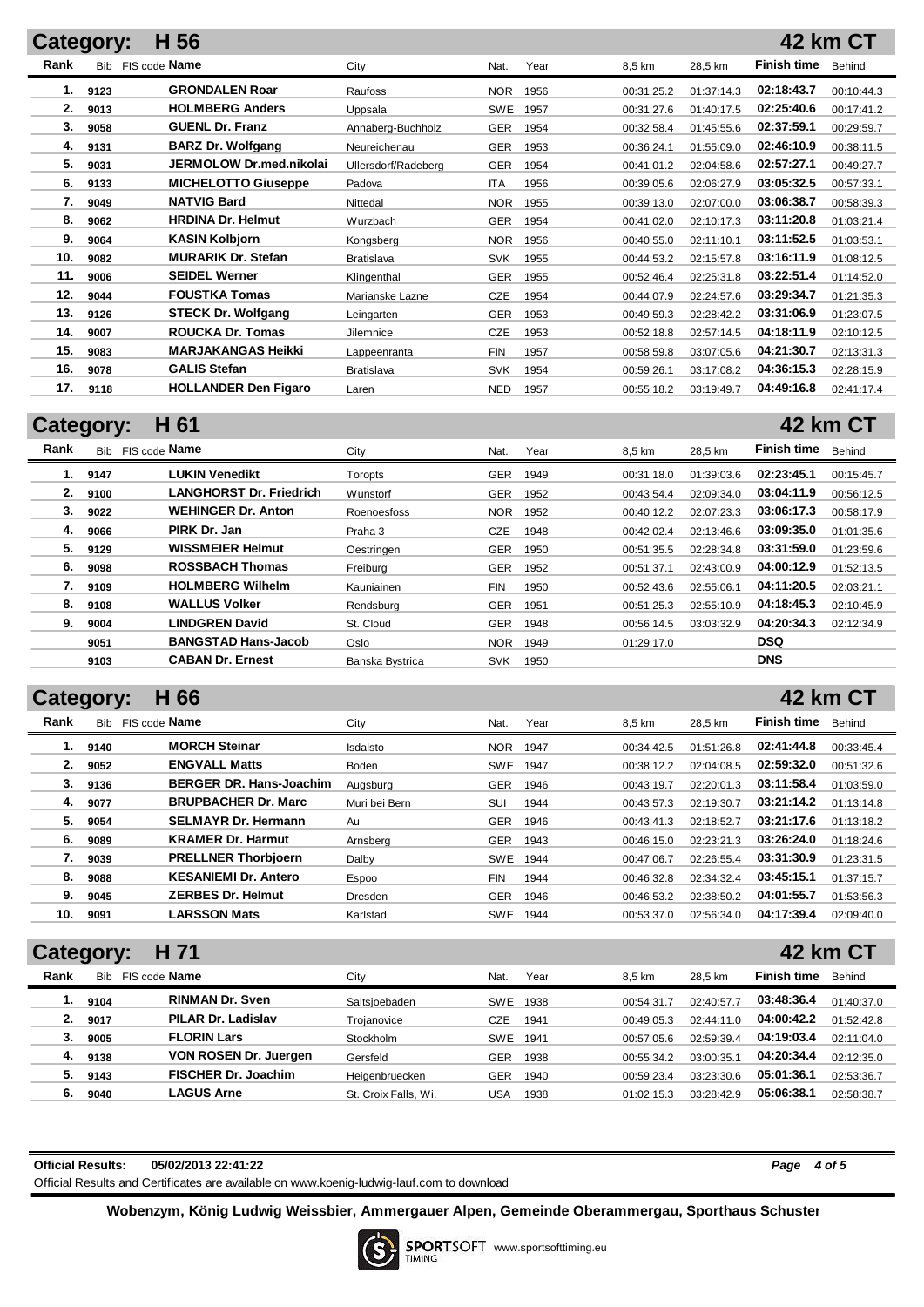## Category: H 56 — 42 km CT

| Rank | Bib | FIS code | Name | City | Nat. | Year | 8,5 km | 28,5 km | Finish time | Behind |
|---|---|---|---|---|---|---|---|---|---|---|
| 1. | 9123 | | GRONDALEN Roar | Raufoss | NOR | 1956 | 00:31:25.2 | 01:37:14.3 | 02:18:43.7 | 00:10:44.3 |
| 2. | 9013 | | HOLMBERG Anders | Uppsala | SWE | 1957 | 00:31:27.6 | 01:40:17.5 | 02:25:40.6 | 00:17:41.2 |
| 3. | 9058 | | GUENL Dr. Franz | Annaberg-Buchholz | GER | 1954 | 00:32:58.4 | 01:45:55.6 | 02:37:59.1 | 00:29:59.7 |
| 4. | 9131 | | BARZ Dr. Wolfgang | Neureichenau | GER | 1953 | 00:36:24.1 | 01:55:09.0 | 02:46:10.9 | 00:38:11.5 |
| 5. | 9031 | | JERMOLOW Dr.med.nikolai | Ullersdorf/Radeberg | GER | 1954 | 00:41:01.2 | 02:04:58.6 | 02:57:27.1 | 00:49:27.7 |
| 6. | 9133 | | MICHELOTTO Giuseppe | Padova | ITA | 1956 | 00:39:05.6 | 02:06:27.9 | 03:05:32.5 | 00:57:33.1 |
| 7. | 9049 | | NATVIG Bard | Nittedal | NOR | 1955 | 00:39:13.0 | 02:07:00.0 | 03:06:38.7 | 00:58:39.3 |
| 8. | 9062 | | HRDINA Dr. Helmut | Wurzbach | GER | 1954 | 00:41:02.0 | 02:10:17.3 | 03:11:20.8 | 01:03:21.4 |
| 9. | 9064 | | KASIN Kolbjorn | Kongsberg | NOR | 1956 | 00:40:55.0 | 02:11:10.1 | 03:11:52.5 | 01:03:53.1 |
| 10. | 9082 | | MURARIK Dr. Stefan | Bratislava | SVK | 1955 | 00:44:53.2 | 02:15:57.8 | 03:16:11.9 | 01:08:12.5 |
| 11. | 9006 | | SEIDEL Werner | Klingenthal | GER | 1955 | 00:52:46.4 | 02:25:31.8 | 03:22:51.4 | 01:14:52.0 |
| 12. | 9044 | | FOUSTKA Tomas | Marianske Lazne | CZE | 1954 | 00:44:07.9 | 02:24:57.6 | 03:29:34.7 | 01:21:35.3 |
| 13. | 9126 | | STECK Dr. Wolfgang | Leingarten | GER | 1953 | 00:49:59.3 | 02:28:42.2 | 03:31:06.9 | 01:23:07.5 |
| 14. | 9007 | | ROUCKA Dr. Tomas | Jilemnice | CZE | 1953 | 00:52:18.8 | 02:57:14.5 | 04:18:11.9 | 02:10:12.5 |
| 15. | 9083 | | MARJAKANGAS Heikki | Lappeenranta | FIN | 1957 | 00:58:59.8 | 03:07:05.6 | 04:21:30.7 | 02:13:31.3 |
| 16. | 9078 | | GALIS Stefan | Bratislava | SVK | 1954 | 00:59:26.1 | 03:17:08.2 | 04:36:15.3 | 02:28:15.9 |
| 17. | 9118 | | HOLLANDER Den Figaro | Laren | NED | 1957 | 00:55:18.2 | 03:19:49.7 | 04:49:16.8 | 02:41:17.4 |

## Category: H 61 — 42 km CT

| Rank | Bib | FIS code | Name | City | Nat. | Year | 8,5 km | 28,5 km | Finish time | Behind |
|---|---|---|---|---|---|---|---|---|---|---|
| 1. | 9147 | | LUKIN Venedikt | Toropts | GER | 1949 | 00:31:18.0 | 01:39:03.6 | 02:23:45.1 | 00:15:45.7 |
| 2. | 9100 | | LANGHORST Dr. Friedrich | Wunstorf | GER | 1952 | 00:43:54.4 | 02:09:34.0 | 03:04:11.9 | 00:56:12.5 |
| 3. | 9022 | | WEHINGER Dr. Anton | Roenoesfoss | NOR | 1952 | 00:40:12.2 | 02:07:23.3 | 03:06:17.3 | 00:58:17.9 |
| 4. | 9066 | | PIRK Dr. Jan | Praha 3 | CZE | 1948 | 00:42:02.4 | 02:13:46.6 | 03:09:35.0 | 01:01:35.6 |
| 5. | 9129 | | WISSMEIER Helmut | Oestringen | GER | 1950 | 00:51:35.5 | 02:28:34.8 | 03:31:59.0 | 01:23:59.6 |
| 6. | 9098 | | ROSSBACH Thomas | Freiburg | GER | 1952 | 00:51:37.1 | 02:43:00.9 | 04:00:12.9 | 01:52:13.5 |
| 7. | 9109 | | HOLMBERG Wilhelm | Kauniainen | FIN | 1950 | 00:52:43.6 | 02:55:06.1 | 04:11:20.5 | 02:03:21.1 |
| 8. | 9108 | | WALLUS Volker | Rendsburg | GER | 1951 | 00:51:25.3 | 02:55:10.9 | 04:18:45.3 | 02:10:45.9 |
| 9. | 9004 | | LINDGREN David | St. Cloud | GER | 1948 | 00:56:14.5 | 03:03:32.9 | 04:20:34.3 | 02:12:34.9 |
| | 9051 | | BANGSTAD Hans-Jacob | Oslo | NOR | 1949 | 01:29:17.0 | | DSQ | |
| | 9103 | | CABAN Dr. Ernest | Banska Bystrica | SVK | 1950 | | | DNS | |

## Category: H 66 — 42 km CT

| Rank | Bib | FIS code | Name | City | Nat. | Year | 8,5 km | 28,5 km | Finish time | Behind |
|---|---|---|---|---|---|---|---|---|---|---|
| 1. | 9140 | | MORCH Steinar | Isdalsto | NOR | 1947 | 00:34:42.5 | 01:51:26.8 | 02:41:44.8 | 00:33:45.4 |
| 2. | 9052 | | ENGVALL Matts | Boden | SWE | 1947 | 00:38:12.2 | 02:04:08.5 | 02:59:32.0 | 00:51:32.6 |
| 3. | 9136 | | BERGER DR. Hans-Joachim | Augsburg | GER | 1946 | 00:43:19.7 | 02:20:01.3 | 03:11:58.4 | 01:03:59.0 |
| 4. | 9077 | | BRUPBACHER Dr. Marc | Muri bei Bern | SUI | 1944 | 00:43:57.3 | 02:19:30.7 | 03:21:14.2 | 01:13:14.8 |
| 5. | 9054 | | SELMAYR Dr. Hermann | Au | GER | 1946 | 00:43:41.3 | 02:18:52.7 | 03:21:17.6 | 01:13:18.2 |
| 6. | 9089 | | KRAMER Dr. Harmut | Arnsberg | GER | 1943 | 00:46:15.0 | 02:23:21.3 | 03:26:24.0 | 01:18:24.6 |
| 7. | 9039 | | PRELLNER Thorbjoern | Dalby | SWE | 1944 | 00:47:06.7 | 02:26:55.4 | 03:31:30.9 | 01:23:31.5 |
| 8. | 9088 | | KESANIEMI Dr. Antero | Espoo | FIN | 1944 | 00:46:32.8 | 02:34:32.4 | 03:45:15.1 | 01:37:15.7 |
| 9. | 9045 | | ZERBES Dr. Helmut | Dresden | GER | 1946 | 00:46:53.2 | 02:38:50.2 | 04:01:55.7 | 01:53:56.3 |
| 10. | 9091 | | LARSSON Mats | Karlstad | SWE | 1944 | 00:53:37.0 | 02:56:34.0 | 04:17:39.4 | 02:09:40.0 |

## Category: H 71 — 42 km CT

| Rank | Bib | FIS code | Name | City | Nat. | Year | 8,5 km | 28,5 km | Finish time | Behind |
|---|---|---|---|---|---|---|---|---|---|---|
| 1. | 9104 | | RINMAN Dr. Sven | Saltsjoebaden | SWE | 1938 | 00:54:31.7 | 02:40:57.7 | 03:48:36.4 | 01:40:37.0 |
| 2. | 9017 | | PILAR Dr. Ladislav | Trojanovice | CZE | 1941 | 00:49:05.3 | 02:44:11.0 | 04:00:42.2 | 01:52:42.8 |
| 3. | 9005 | | FLORIN Lars | Stockholm | SWE | 1941 | 00:57:05.6 | 02:59:39.4 | 04:19:03.4 | 02:11:04.0 |
| 4. | 9138 | | VON ROSEN Dr. Juergen | Gersfeld | GER | 1938 | 00:55:34.2 | 03:00:35.1 | 04:20:34.4 | 02:12:35.0 |
| 5. | 9143 | | FISCHER Dr. Joachim | Heigenbruecken | GER | 1940 | 00:59:23.4 | 03:23:30.6 | 05:01:36.1 | 02:53:36.7 |
| 6. | 9040 | | LAGUS Arne | St. Croix Falls, Wi. | USA | 1938 | 01:02:15.3 | 03:28:42.9 | 05:06:38.1 | 02:58:38.7 |

**Official Results:** 05/02/2013 22:41:22

Official Results and Certificates are available on www.koenig-ludwig-lauf.com to download

**Wobenzym, König Ludwig Weissbier, Ammergauer Alpen, Gemeinde Oberammergau, Sporthaus Schuster**

SPORTSOFT TIMING www.sportsofttiming.eu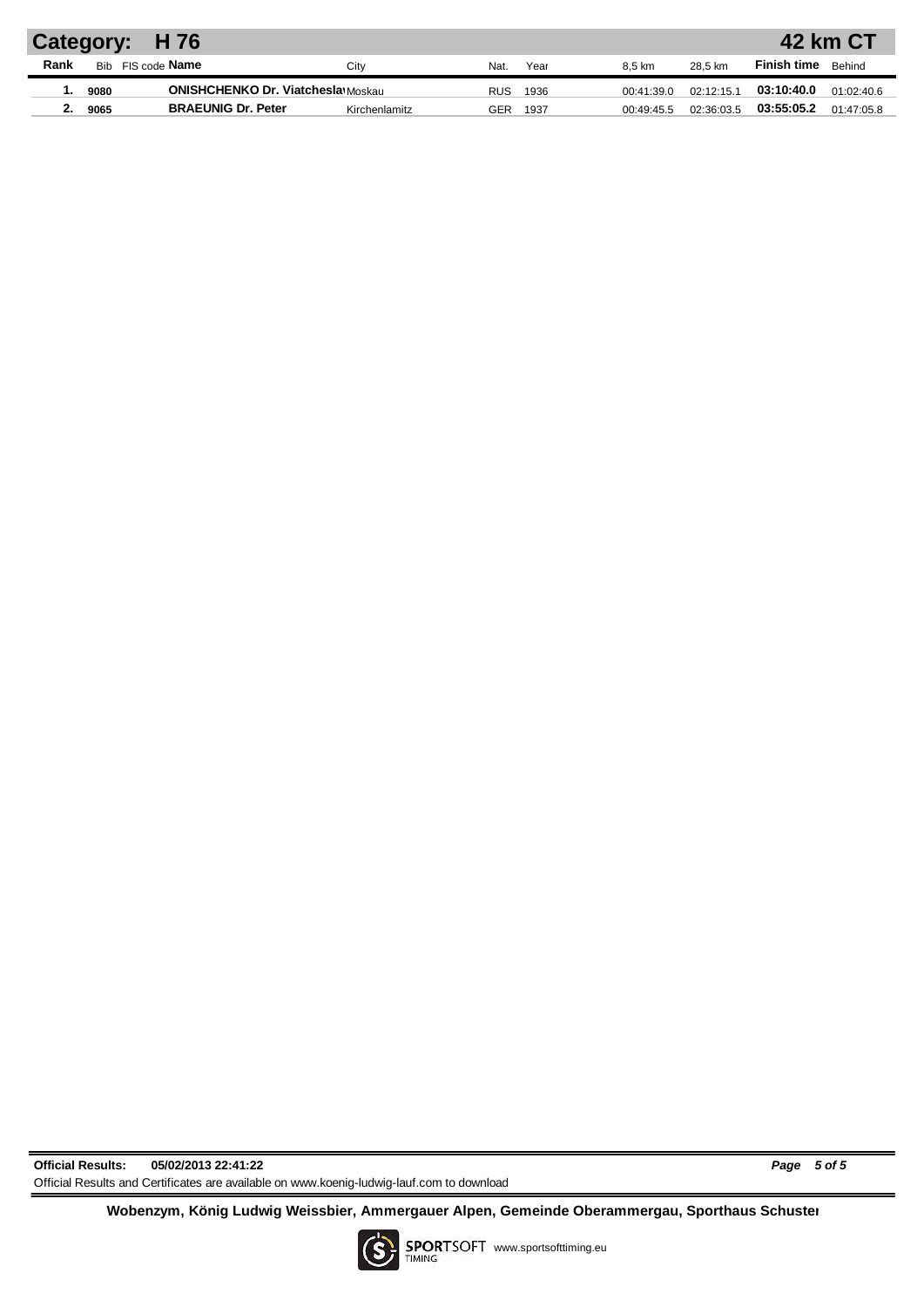## Category: H 76 — 42 km CT

| Rank | Bib | FIS code | Name | City | Nat. | Year | 8,5 km | 28,5 km | Finish time | Behind |
|---|---|---|---|---|---|---|---|---|---|---|
| 1. | 9080 | | **ONISHCHENKO Dr. Viatcheslav** | Moskau | RUS | 1936 | 00:41:39.0 | 02:12:15.1 | **03:10:40.0** | 01:02:40.6 |
| 2. | 9065 | | **BRAEUNIG Dr. Peter** | Kirchenlamitz | GER | 1937 | 00:49:45.5 | 02:36:03.5 | **03:55:05.2** | 01:47:05.8 |

**Official Results: 05/02/2013 22:41:22**

Official Results and Certificates are available on www.koenig-ludwig-lauf.com to download

**Wobenzym, König Ludwig Weissbier, Ammergauer Alpen, Gemeinde Oberammergau, Sporthaus Schuster**

SPORTSOFT TIMING www.sportsofttiming.eu